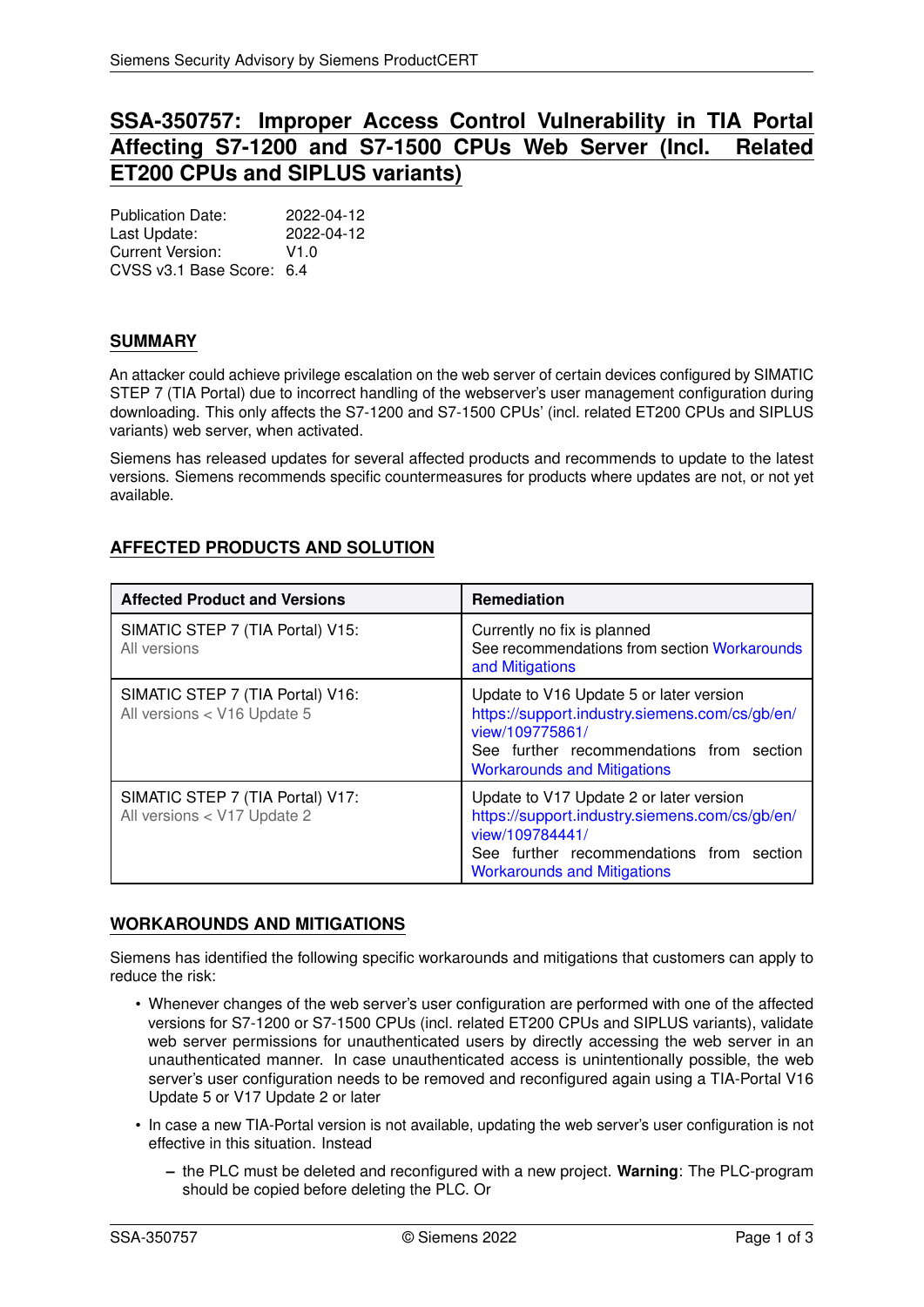# SSA-350757: Improper Access Control Vulnerability in TIA Portal Affecting S7-1200 and S7-1500 CPUs Web Server (Incl. Related ET200 CPUs and SIPLUS variants)

Publication Date: 2022-04-12
Last Update: 2022-04-12
Current Version: V1.0
CVSS v3.1 Base Score: 6.4

## SUMMARY

An attacker could achieve privilege escalation on the web server of certain devices configured by SIMATIC STEP 7 (TIA Portal) due to incorrect handling of the webserver's user management configuration during downloading. This only affects the S7-1200 and S7-1500 CPUs' (incl. related ET200 CPUs and SIPLUS variants) web server, when activated.

Siemens has released updates for several affected products and recommends to update to the latest versions. Siemens recommends specific countermeasures for products where updates are not, or not yet available.

## AFFECTED PRODUCTS AND SOLUTION

| Affected Product and Versions | Remediation |
|---|---|
| SIMATIC STEP 7 (TIA Portal) V15: All versions | Currently no fix is planned See recommendations from section Workarounds and Mitigations |
| SIMATIC STEP 7 (TIA Portal) V16: All versions < V16 Update 5 | Update to V16 Update 5 or later version https://support.industry.siemens.com/cs/gb/en/view/109775861/ See further recommendations from section Workarounds and Mitigations |
| SIMATIC STEP 7 (TIA Portal) V17: All versions < V17 Update 2 | Update to V17 Update 2 or later version https://support.industry.siemens.com/cs/gb/en/view/109784441/ See further recommendations from section Workarounds and Mitigations |

## WORKAROUNDS AND MITIGATIONS

Siemens has identified the following specific workarounds and mitigations that customers can apply to reduce the risk:

- Whenever changes of the web server's user configuration are performed with one of the affected versions for S7-1200 or S7-1500 CPUs (incl. related ET200 CPUs and SIPLUS variants), validate web server permissions for unauthenticated users by directly accessing the web server in an unauthenticated manner. In case unauthenticated access is unintentionally possible, the web server's user configuration needs to be removed and reconfigured again using a TIA-Portal V16 Update 5 or V17 Update 2 or later
- In case a new TIA-Portal version is not available, updating the web server's user configuration is not effective in this situation. Instead
  - the PLC must be deleted and reconfigured with a new project. **Warning**: The PLC-program should be copied before deleting the PLC. Or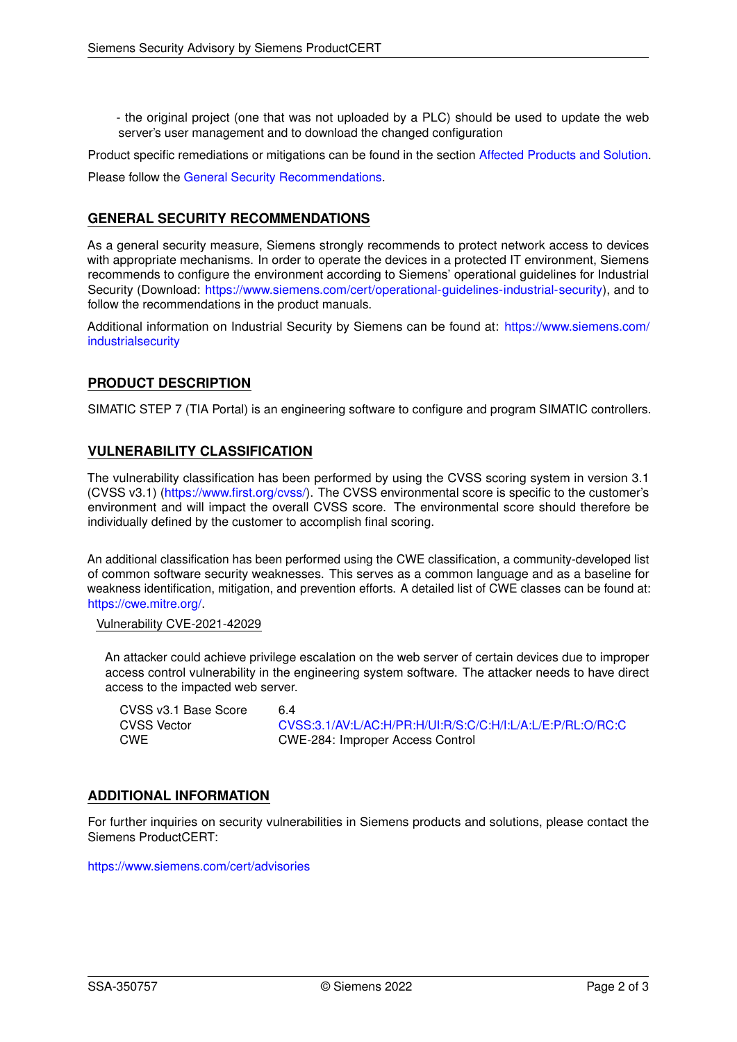- the original project (one that was not uploaded by a PLC) should be used to update the web server's user management and to download the changed configuration

Product specific remediations or mitigations can be found in the section Affected Products and Solution.

Please follow the General Security Recommendations.

## GENERAL SECURITY RECOMMENDATIONS

As a general security measure, Siemens strongly recommends to protect network access to devices with appropriate mechanisms. In order to operate the devices in a protected IT environment, Siemens recommends to configure the environment according to Siemens' operational guidelines for Industrial Security (Download: https://www.siemens.com/cert/operational-guidelines-industrial-security), and to follow the recommendations in the product manuals.

Additional information on Industrial Security by Siemens can be found at: https://www.siemens.com/industrialsecurity

## PRODUCT DESCRIPTION

SIMATIC STEP 7 (TIA Portal) is an engineering software to configure and program SIMATIC controllers.

## VULNERABILITY CLASSIFICATION

The vulnerability classification has been performed by using the CVSS scoring system in version 3.1 (CVSS v3.1) (https://www.first.org/cvss/). The CVSS environmental score is specific to the customer's environment and will impact the overall CVSS score. The environmental score should therefore be individually defined by the customer to accomplish final scoring.

An additional classification has been performed using the CWE classification, a community-developed list of common software security weaknesses. This serves as a common language and as a baseline for weakness identification, mitigation, and prevention efforts. A detailed list of CWE classes can be found at: https://cwe.mitre.org/.

### Vulnerability CVE-2021-42029

An attacker could achieve privilege escalation on the web server of certain devices due to improper access control vulnerability in the engineering system software. The attacker needs to have direct access to the impacted web server.

| | |
|---|---|
| CVSS v3.1 Base Score | 6.4 |
| CVSS Vector | CVSS:3.1/AV:L/AC:H/PR:H/UI:R/S:C/C:H/I:L/A:L/E:P/RL:O/RC:C |
| CWE | CWE-284: Improper Access Control |

## ADDITIONAL INFORMATION

For further inquiries on security vulnerabilities in Siemens products and solutions, please contact the Siemens ProductCERT:

https://www.siemens.com/cert/advisories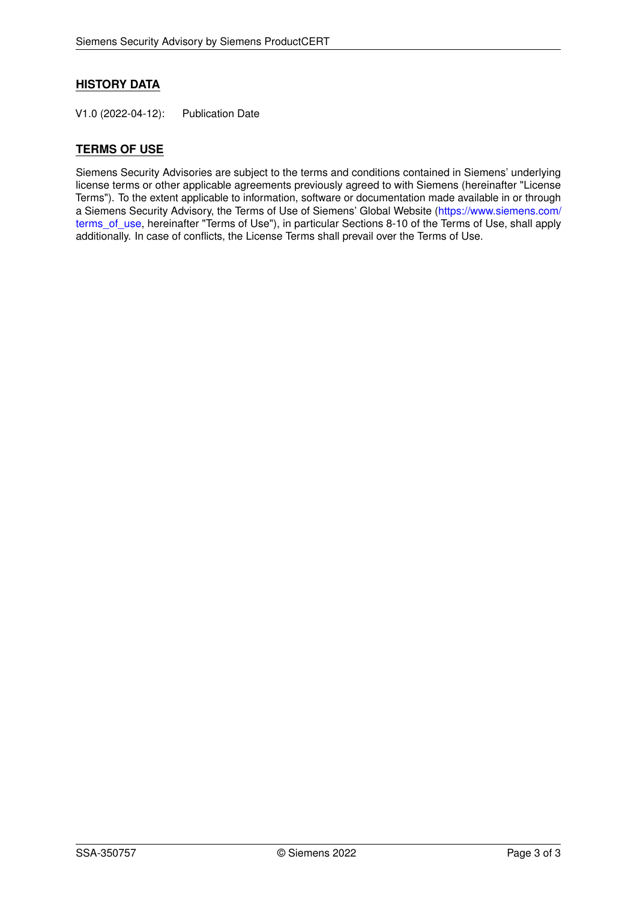## HISTORY DATA

V1.0 (2022-04-12): Publication Date

## TERMS OF USE

Siemens Security Advisories are subject to the terms and conditions contained in Siemens' underlying license terms or other applicable agreements previously agreed to with Siemens (hereinafter "License Terms"). To the extent applicable to information, software or documentation made available in or through a Siemens Security Advisory, the Terms of Use of Siemens' Global Website (https://www.siemens.com/terms_of_use, hereinafter "Terms of Use"), in particular Sections 8-10 of the Terms of Use, shall apply additionally. In case of conflicts, the License Terms shall prevail over the Terms of Use.